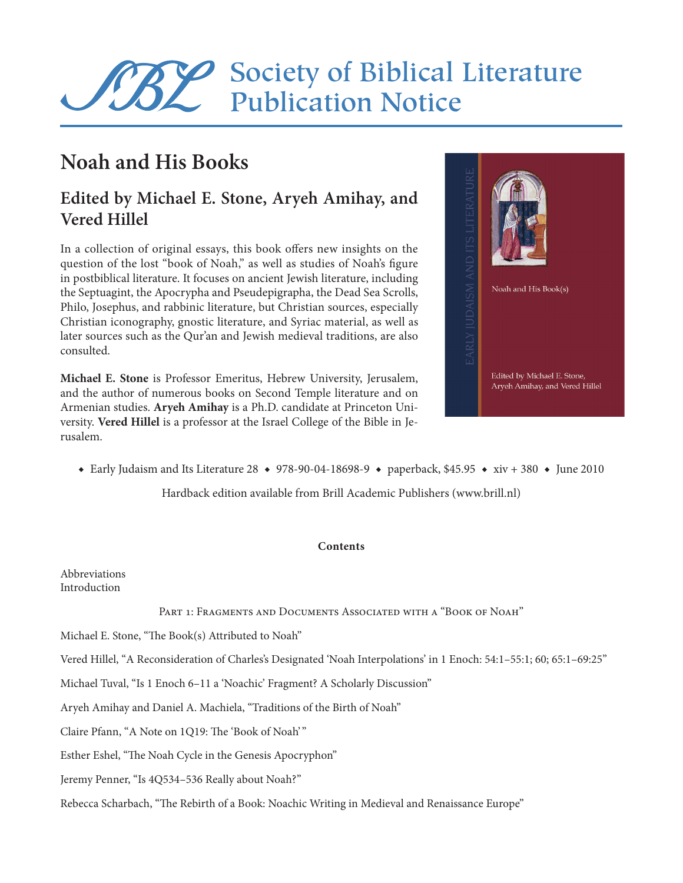# Society of Biblical Literature Publication Notice

## Noah and His Books

### Edited by Michael E. Stone, Aryeh Amihay, and Vered Hillel

In a collection of original essays, this book offers new insights on the question of the lost "book of Noah," as well as studies of Noah's figure in postbiblical literature. It focuses on ancient Jewish literature, including the Septuagint, the Apocrypha and Pseudepigrapha, the Dead Sea Scrolls, Philo, Josephus, and rabbinic literature, but Christian sources, especially Christian iconography, gnostic literature, and Syriac material, as well as later sources such as the Qur'an and Jewish medieval traditions, are also consulted.

**Michael E. Stone** is Professor Emeritus, Hebrew University, Jerusalem, and the author of numerous books on Second Temple literature and on Armenian studies. **Aryeh Amihay** is a Ph.D. candidate at Princeton University. **Vered Hillel** is a professor at the Israel College of the Bible in Jerusalem.

◆ Early Judaism and Its Literature 28 ◆ 978-90-04-18698-9 ◆ paperback, $45.95 ◆ xiv + 380 ◆ June 2010

Hardback edition available from Brill Academic Publishers (www.brill.nl)

**Contents**

Abbreviations
Introduction

Part 1: Fragments and Documents Associated with a "Book of Noah"

Michael E. Stone, "The Book(s) Attributed to Noah"

Vered Hillel, "A Reconsideration of Charles's Designated 'Noah Interpolations' in 1 Enoch: 54:1–55:1; 60; 65:1–69:25"

Michael Tuval, "Is 1 Enoch 6–11 a 'Noachic' Fragment? A Scholarly Discussion"

Aryeh Amihay and Daniel A. Machiela, "Traditions of the Birth of Noah"

Claire Pfann, "A Note on 1Q19: The 'Book of Noah'"

Esther Eshel, "The Noah Cycle in the Genesis Apocryphon"

Jeremy Penner, "Is 4Q534–536 Really about Noah?"

Rebecca Scharbach, "The Rebirth of a Book: Noachic Writing in Medieval and Renaissance Europe"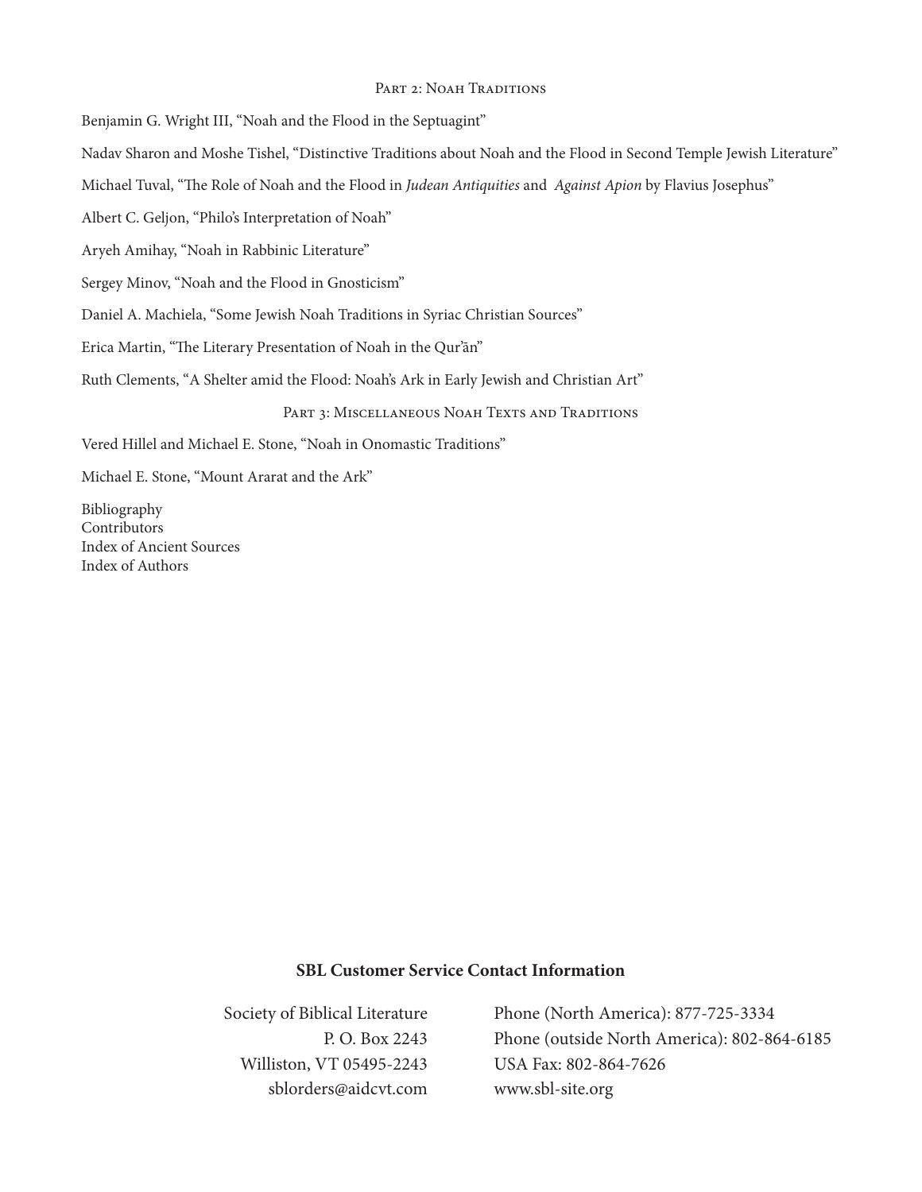## Part 2: Noah Traditions

Benjamin G. Wright III, "Noah and the Flood in the Septuagint"

Nadav Sharon and Moshe Tishel, "Distinctive Traditions about Noah and the Flood in Second Temple Jewish Literature"

Michael Tuval, "The Role of Noah and the Flood in *Judean Antiquities* and *Against Apion* by Flavius Josephus"

Albert C. Geljon, "Philo's Interpretation of Noah"

Aryeh Amihay, "Noah in Rabbinic Literature"

Sergey Minov, "Noah and the Flood in Gnosticism"

Daniel A. Machiela, "Some Jewish Noah Traditions in Syriac Christian Sources"

Erica Martin, "The Literary Presentation of Noah in the Qur'ān"

Ruth Clements, "A Shelter amid the Flood: Noah's Ark in Early Jewish and Christian Art"

## Part 3: Miscellaneous Noah Texts and Traditions

Vered Hillel and Michael E. Stone, "Noah in Onomastic Traditions"

Michael E. Stone, "Mount Ararat and the Ark"

Bibliography
Contributors
Index of Ancient Sources
Index of Authors

**SBL Customer Service Contact Information**

Society of Biblical Literature
P. O. Box 2243
Williston, VT 05495-2243
sblorders@aidcvt.com

Phone (North America): 877-725-3334
Phone (outside North America): 802-864-6185
USA Fax: 802-864-7626
www.sbl-site.org